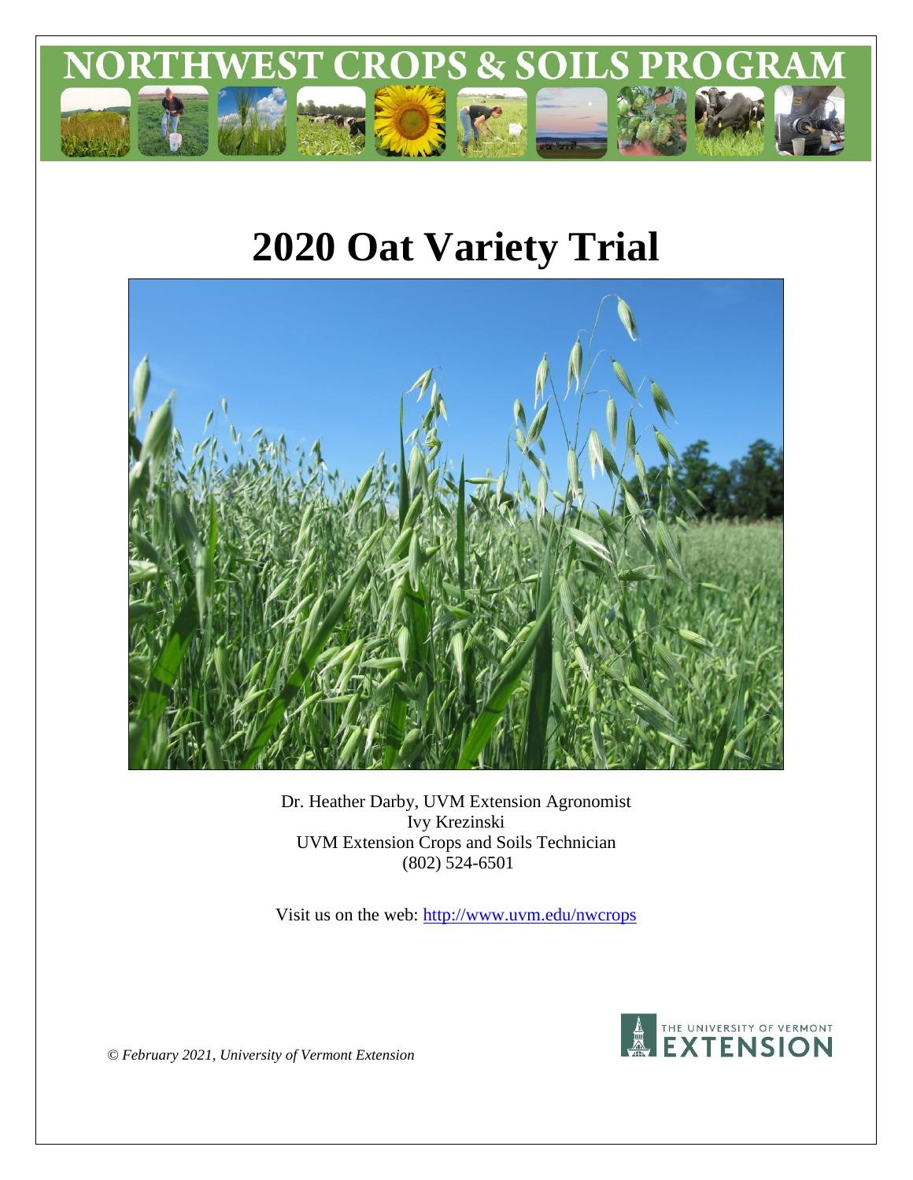# NORTHWEST CROPS & SOILS PROGRAM

# 2020 Oat Variety Trial

Dr. Heather Darby, UVM Extension Agronomist
Ivy Krezinski
UVM Extension Crops and Soils Technician
(802) 524-6501

Visit us on the web: http://www.uvm.edu/nwcrops

THE UNIVERSITY OF VERMONT EXTENSION

*© February 2021, University of Vermont Extension*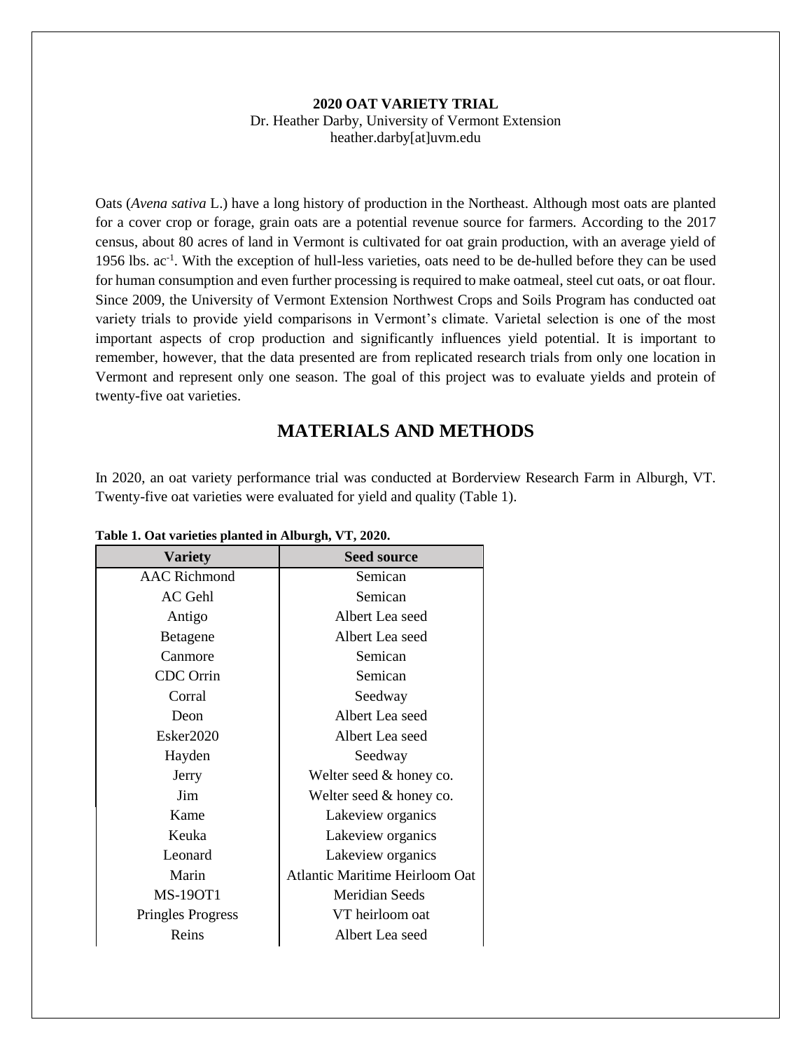**2020 OAT VARIETY TRIAL**
Dr. Heather Darby, University of Vermont Extension
heather.darby[at]uvm.edu

Oats (*Avena sativa* L.) have a long history of production in the Northeast. Although most oats are planted for a cover crop or forage, grain oats are a potential revenue source for farmers. According to the 2017 census, about 80 acres of land in Vermont is cultivated for oat grain production, with an average yield of 1956 lbs. $ac^{-1}$. With the exception of hull-less varieties, oats need to be de-hulled before they can be used for human consumption and even further processing is required to make oatmeal, steel cut oats, or oat flour. Since 2009, the University of Vermont Extension Northwest Crops and Soils Program has conducted oat variety trials to provide yield comparisons in Vermont's climate. Varietal selection is one of the most important aspects of crop production and significantly influences yield potential. It is important to remember, however, that the data presented are from replicated research trials from only one location in Vermont and represent only one season. The goal of this project was to evaluate yields and protein of twenty-five oat varieties.

## MATERIALS AND METHODS

In 2020, an oat variety performance trial was conducted at Borderview Research Farm in Alburgh, VT. Twenty-five oat varieties were evaluated for yield and quality (Table 1).

**Table 1. Oat varieties planted in Alburgh, VT, 2020.**

| Variety | Seed source |
|---|---|
| AAC Richmond | Semican |
| AC Gehl | Semican |
| Antigo | Albert Lea seed |
| Betagene | Albert Lea seed |
| Canmore | Semican |
| CDC Orrin | Semican |
| Corral | Seedway |
| Deon | Albert Lea seed |
| Esker2020 | Albert Lea seed |
| Hayden | Seedway |
| Jerry | Welter seed & honey co. |
| Jim | Welter seed & honey co. |
| Kame | Lakeview organics |
| Keuka | Lakeview organics |
| Leonard | Lakeview organics |
| Marin | Atlantic Maritime Heirloom Oat |
| MS-19OT1 | Meridian Seeds |
| Pringles Progress | VT heirloom oat |
| Reins | Albert Lea seed |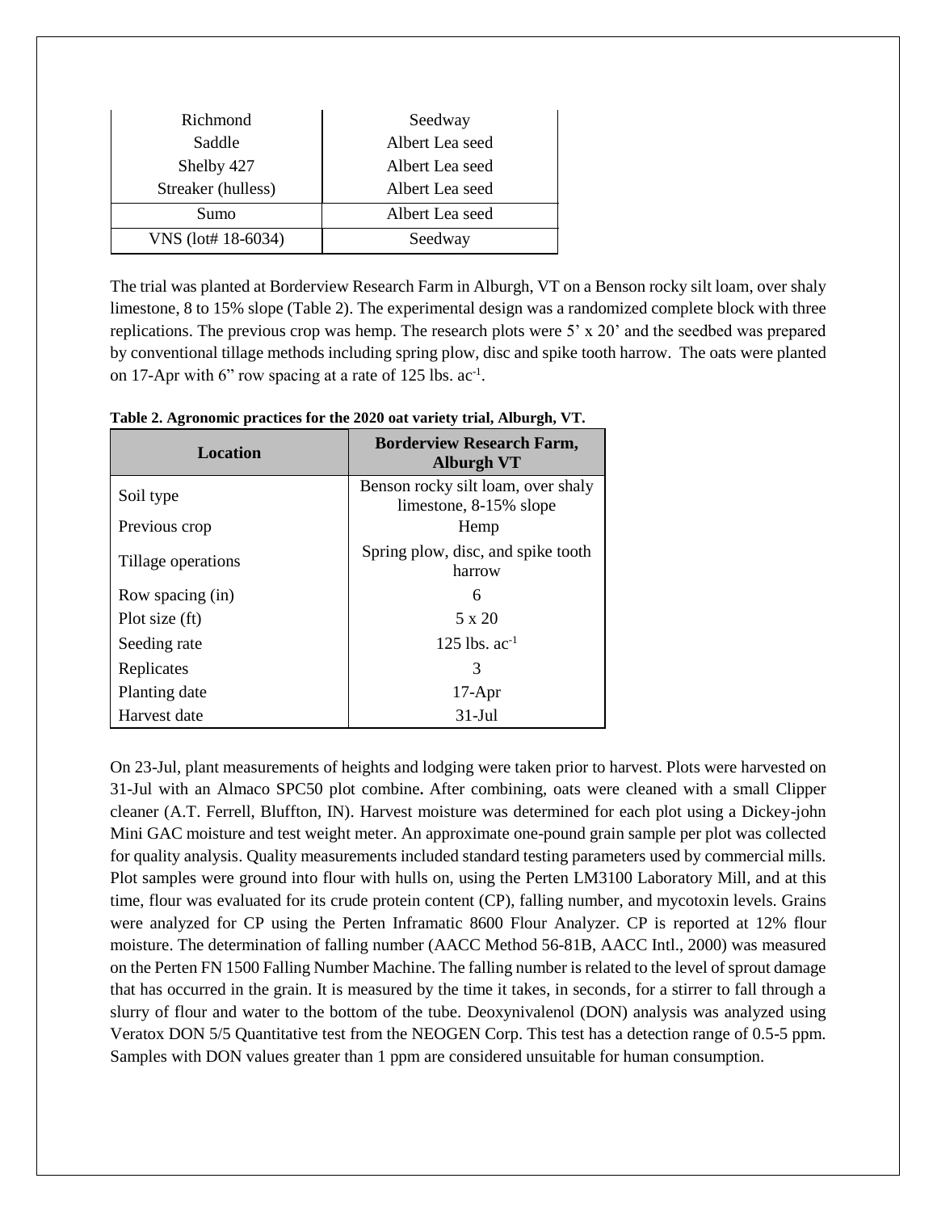| Richmond | Seedway |
|---|---|
| Saddle | Albert Lea seed |
| Shelby 427 | Albert Lea seed |
| Streaker (hulless) | Albert Lea seed |
| Sumo | Albert Lea seed |
| VNS (lot# 18-6034) | Seedway |

The trial was planted at Borderview Research Farm in Alburgh, VT on a Benson rocky silt loam, over shaly limestone, 8 to 15% slope (Table 2). The experimental design was a randomized complete block with three replications. The previous crop was hemp. The research plots were 5' x 20' and the seedbed was prepared by conventional tillage methods including spring plow, disc and spike tooth harrow. The oats were planted on 17-Apr with 6" row spacing at a rate of 125 lbs. $ac^{-1}$.

**Table 2. Agronomic practices for the 2020 oat variety trial, Alburgh, VT.**

| Location | Borderview Research Farm, Alburgh VT |
|---|---|
| Soil type | Benson rocky silt loam, over shaly limestone, 8-15% slope |
| Previous crop | Hemp |
| Tillage operations | Spring plow, disc, and spike tooth harrow |
| Row spacing (in) | 6 |
| Plot size (ft) | 5 x 20 |
| Seeding rate | 125 lbs. $ac^{-1}$ |
| Replicates | 3 |
| Planting date | 17-Apr |
| Harvest date | 31-Jul |

On 23-Jul, plant measurements of heights and lodging were taken prior to harvest. Plots were harvested on 31-Jul with an Almaco SPC50 plot combine**.** After combining, oats were cleaned with a small Clipper cleaner (A.T. Ferrell, Bluffton, IN). Harvest moisture was determined for each plot using a Dickey-john Mini GAC moisture and test weight meter. An approximate one-pound grain sample per plot was collected for quality analysis. Quality measurements included standard testing parameters used by commercial mills. Plot samples were ground into flour with hulls on, using the Perten LM3100 Laboratory Mill, and at this time, flour was evaluated for its crude protein content (CP), falling number, and mycotoxin levels. Grains were analyzed for CP using the Perten Inframatic 8600 Flour Analyzer. CP is reported at 12% flour moisture. The determination of falling number (AACC Method 56-81B, AACC Intl., 2000) was measured on the Perten FN 1500 Falling Number Machine. The falling number is related to the level of sprout damage that has occurred in the grain. It is measured by the time it takes, in seconds, for a stirrer to fall through a slurry of flour and water to the bottom of the tube. Deoxynivalenol (DON) analysis was analyzed using Veratox DON 5/5 Quantitative test from the NEOGEN Corp. This test has a detection range of 0.5-5 ppm. Samples with DON values greater than 1 ppm are considered unsuitable for human consumption.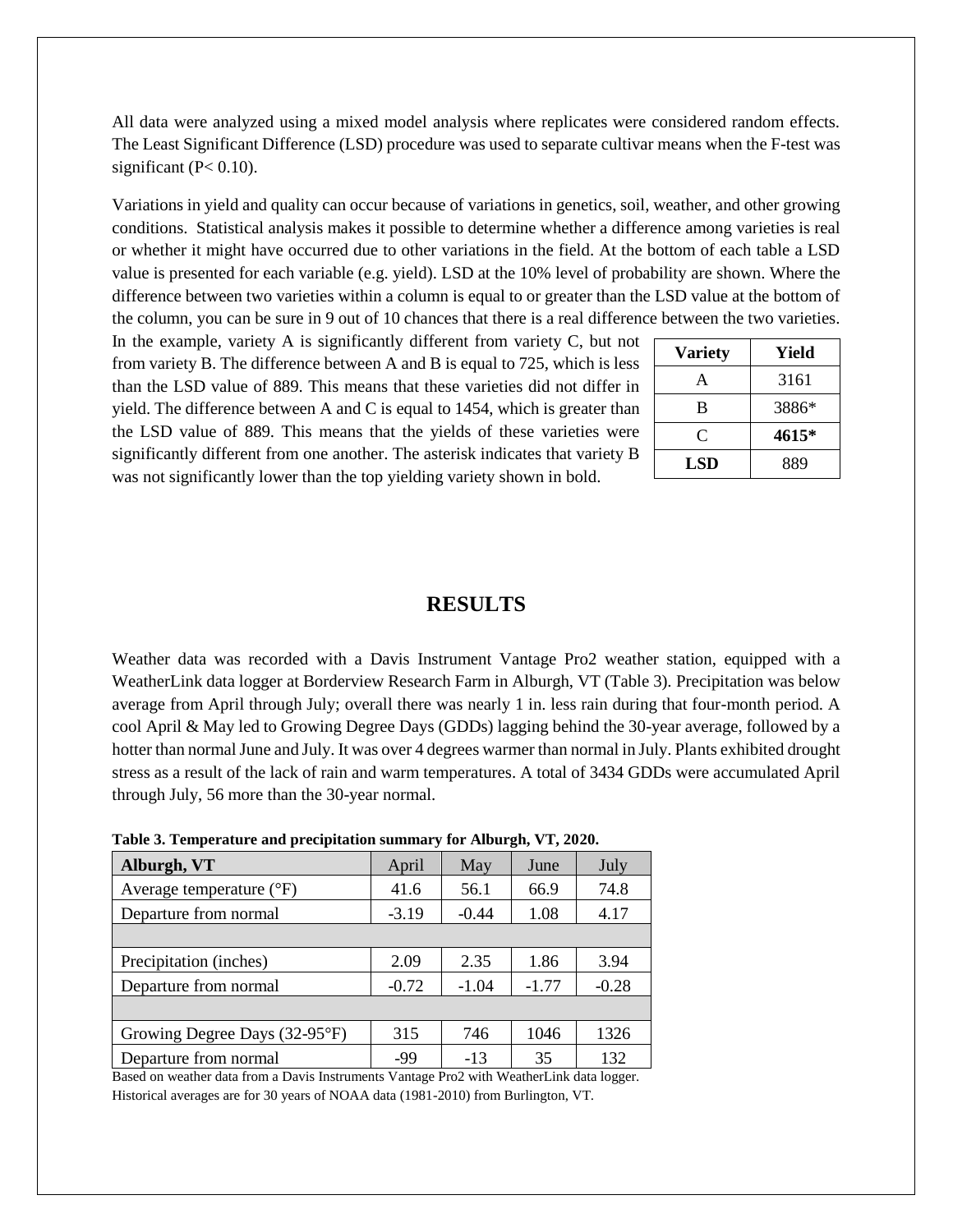All data were analyzed using a mixed model analysis where replicates were considered random effects. The Least Significant Difference (LSD) procedure was used to separate cultivar means when the F-test was significant ($P < 0.10$).

Variations in yield and quality can occur because of variations in genetics, soil, weather, and other growing conditions. Statistical analysis makes it possible to determine whether a difference among varieties is real or whether it might have occurred due to other variations in the field. At the bottom of each table a LSD value is presented for each variable (e.g. yield). LSD at the 10% level of probability are shown. Where the difference between two varieties within a column is equal to or greater than the LSD value at the bottom of the column, you can be sure in 9 out of 10 chances that there is a real difference between the two varieties. In the example, variety A is significantly different from variety C, but not from variety B. The difference between A and B is equal to 725, which is less than the LSD value of 889. This means that these varieties did not differ in yield. The difference between A and C is equal to 1454, which is greater than the LSD value of 889. This means that the yields of these varieties were significantly different from one another. The asterisk indicates that variety B was not significantly lower than the top yielding variety shown in bold.

| Variety | Yield |
|---|---|
| A | 3161 |
| B | 3886* |
| C | **4615*** |
| **LSD** | 889 |

# RESULTS

Weather data was recorded with a Davis Instrument Vantage Pro2 weather station, equipped with a WeatherLink data logger at Borderview Research Farm in Alburgh, VT (Table 3). Precipitation was below average from April through July; overall there was nearly 1 in. less rain during that four-month period. A cool April & May led to Growing Degree Days (GDDs) lagging behind the 30-year average, followed by a hotter than normal June and July. It was over 4 degrees warmer than normal in July. Plants exhibited drought stress as a result of the lack of rain and warm temperatures. A total of 3434 GDDs were accumulated April through July, 56 more than the 30-year normal.

**Table 3. Temperature and precipitation summary for Alburgh, VT, 2020.**

| Alburgh, VT | April | May | June | July |
|---|---|---|---|---|
| Average temperature (°F) | 41.6 | 56.1 | 66.9 | 74.8 |
| Departure from normal | -3.19 | -0.44 | 1.08 | 4.17 |
| | | | | |
| Precipitation (inches) | 2.09 | 2.35 | 1.86 | 3.94 |
| Departure from normal | -0.72 | -1.04 | -1.77 | -0.28 |
| | | | | |
| Growing Degree Days (32-95°F) | 315 | 746 | 1046 | 1326 |
| Departure from normal | -99 | -13 | 35 | 132 |

Based on weather data from a Davis Instruments Vantage Pro2 with WeatherLink data logger.
Historical averages are for 30 years of NOAA data (1981-2010) from Burlington, VT.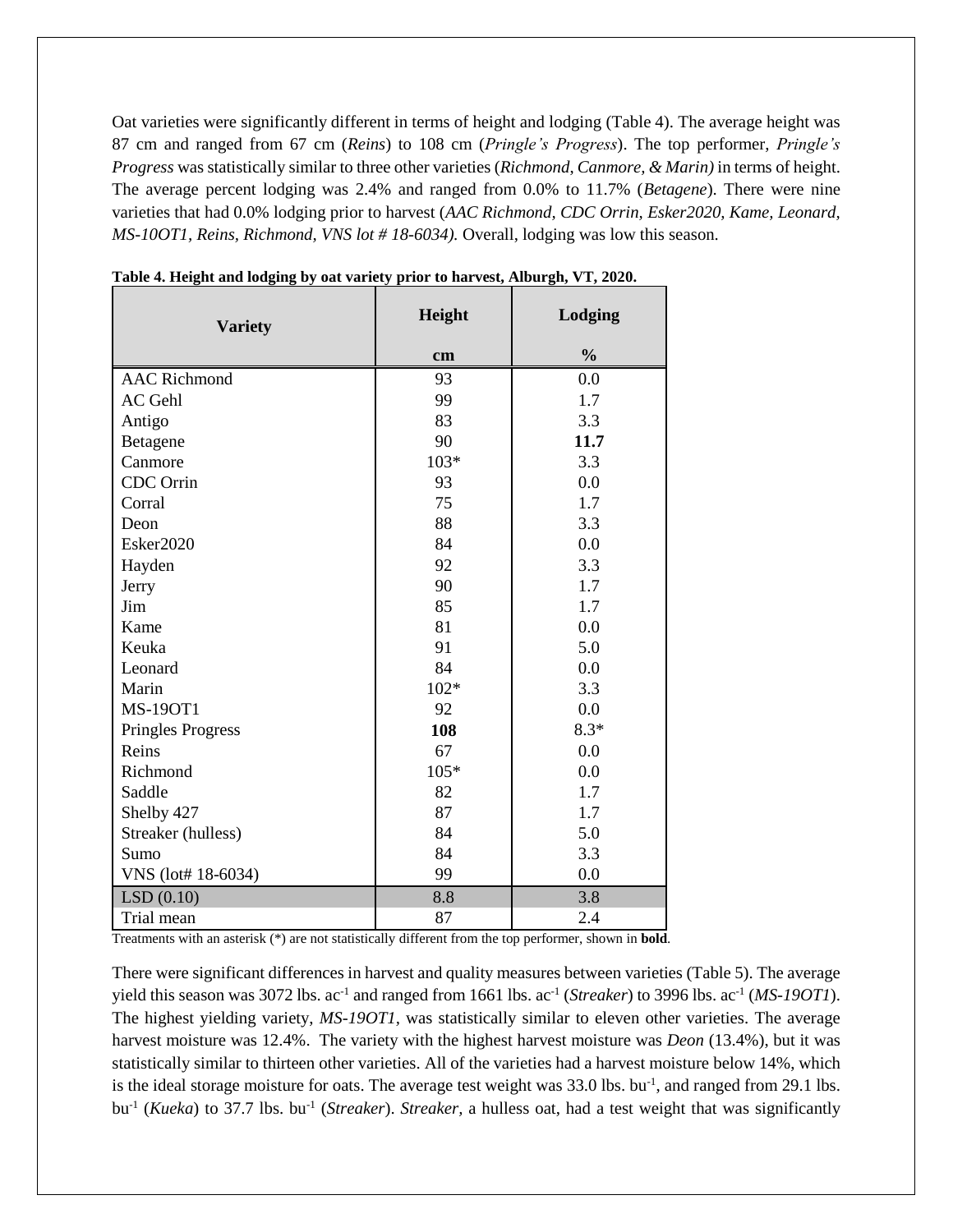Oat varieties were significantly different in terms of height and lodging (Table 4). The average height was 87 cm and ranged from 67 cm (*Reins*) to 108 cm (*Pringle's Progress*). The top performer, *Pringle's Progress* was statistically similar to three other varieties (*Richmond, Canmore, & Marin)* in terms of height. The average percent lodging was 2.4% and ranged from 0.0% to 11.7% (*Betagene*). There were nine varieties that had 0.0% lodging prior to harvest (*AAC Richmond, CDC Orrin, Esker2020, Kame, Leonard, MS-10OT1, Reins, Richmond, VNS lot # 18-6034).* Overall, lodging was low this season.

**Table 4. Height and lodging by oat variety prior to harvest, Alburgh, VT, 2020.**

| Variety | Height | Lodging |
|---|---|---|
| | cm | % |
| AAC Richmond | 93 | 0.0 |
| AC Gehl | 99 | 1.7 |
| Antigo | 83 | 3.3 |
| Betagene | 90 | **11.7** |
| Canmore | 103* | 3.3 |
| CDC Orrin | 93 | 0.0 |
| Corral | 75 | 1.7 |
| Deon | 88 | 3.3 |
| Esker2020 | 84 | 0.0 |
| Hayden | 92 | 3.3 |
| Jerry | 90 | 1.7 |
| Jim | 85 | 1.7 |
| Kame | 81 | 0.0 |
| Keuka | 91 | 5.0 |
| Leonard | 84 | 0.0 |
| Marin | 102* | 3.3 |
| MS-19OT1 | 92 | 0.0 |
| Pringles Progress | **108** | 8.3* |
| Reins | 67 | 0.0 |
| Richmond | 105* | 0.0 |
| Saddle | 82 | 1.7 |
| Shelby 427 | 87 | 1.7 |
| Streaker (hulless) | 84 | 5.0 |
| Sumo | 84 | 3.3 |
| VNS (lot# 18-6034) | 99 | 0.0 |
| LSD (0.10) | 8.8 | 3.8 |
| Trial mean | 87 | 2.4 |

Treatments with an asterisk (*) are not statistically different from the top performer, shown in **bold**.

There were significant differences in harvest and quality measures between varieties (Table 5). The average yield this season was 3072 lbs. ac$^{-1}$ and ranged from 1661 lbs. ac$^{-1}$ (*Streaker*) to 3996 lbs. ac$^{-1}$ (*MS-19OT1*). The highest yielding variety, *MS-19OT1*, was statistically similar to eleven other varieties. The average harvest moisture was 12.4%. The variety with the highest harvest moisture was *Deon* (13.4%), but it was statistically similar to thirteen other varieties. All of the varieties had a harvest moisture below 14%, which is the ideal storage moisture for oats. The average test weight was 33.0 lbs. bu$^{-1}$, and ranged from 29.1 lbs. bu$^{-1}$ (*Kueka*) to 37.7 lbs. bu$^{-1}$ (*Streaker*). *Streaker*, a hulless oat, had a test weight that was significantly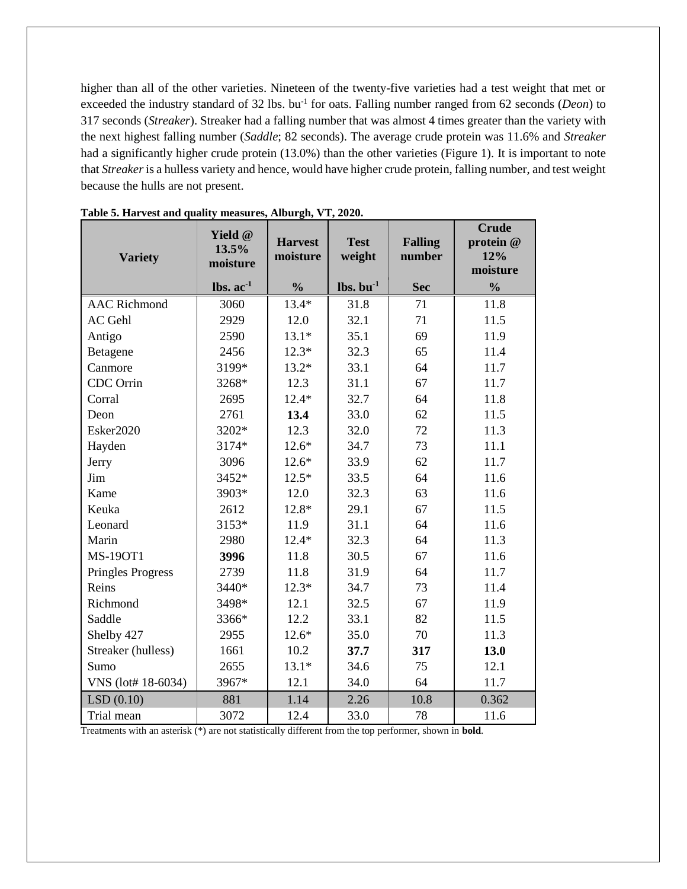higher than all of the other varieties. Nineteen of the twenty-five varieties had a test weight that met or exceeded the industry standard of 32 lbs. bu$^{-1}$ for oats. Falling number ranged from 62 seconds (*Deon*) to 317 seconds (*Streaker*). Streaker had a falling number that was almost 4 times greater than the variety with the next highest falling number (*Saddle*; 82 seconds). The average crude protein was 11.6% and *Streaker* had a significantly higher crude protein (13.0%) than the other varieties (Figure 1). It is important to note that *Streaker* is a hulless variety and hence, would have higher crude protein, falling number, and test weight because the hulls are not present.

**Table 5. Harvest and quality measures, Alburgh, VT, 2020.**

| Variety | Yield @ 13.5% moisture | Harvest moisture | Test weight | Falling number | Crude protein @ 12% moisture |
|---|---|---|---|---|---|
| | lbs. ac$^{-1}$ | % | lbs. bu$^{-1}$ | Sec | % |
| AAC Richmond | 3060 | 13.4* | 31.8 | 71 | 11.8 |
| AC Gehl | 2929 | 12.0 | 32.1 | 71 | 11.5 |
| Antigo | 2590 | 13.1* | 35.1 | 69 | 11.9 |
| Betagene | 2456 | 12.3* | 32.3 | 65 | 11.4 |
| Canmore | 3199* | 13.2* | 33.1 | 64 | 11.7 |
| CDC Orrin | 3268* | 12.3 | 31.1 | 67 | 11.7 |
| Corral | 2695 | 12.4* | 32.7 | 64 | 11.8 |
| Deon | 2761 | **13.4** | 33.0 | 62 | 11.5 |
| Esker2020 | 3202* | 12.3 | 32.0 | 72 | 11.3 |
| Hayden | 3174* | 12.6* | 34.7 | 73 | 11.1 |
| Jerry | 3096 | 12.6* | 33.9 | 62 | 11.7 |
| Jim | 3452* | 12.5* | 33.5 | 64 | 11.6 |
| Kame | 3903* | 12.0 | 32.3 | 63 | 11.6 |
| Keuka | 2612 | 12.8* | 29.1 | 67 | 11.5 |
| Leonard | 3153* | 11.9 | 31.1 | 64 | 11.6 |
| Marin | 2980 | 12.4* | 32.3 | 64 | 11.3 |
| MS-19OT1 | **3996** | 11.8 | 30.5 | 67 | 11.6 |
| Pringles Progress | 2739 | 11.8 | 31.9 | 64 | 11.7 |
| Reins | 3440* | 12.3* | 34.7 | 73 | 11.4 |
| Richmond | 3498* | 12.1 | 32.5 | 67 | 11.9 |
| Saddle | 3366* | 12.2 | 33.1 | 82 | 11.5 |
| Shelby 427 | 2955 | 12.6* | 35.0 | 70 | 11.3 |
| Streaker (hulless) | 1661 | 10.2 | **37.7** | **317** | **13.0** |
| Sumo | 2655 | 13.1* | 34.6 | 75 | 12.1 |
| VNS (lot# 18-6034) | 3967* | 12.1 | 34.0 | 64 | 11.7 |
| LSD (0.10) | 881 | 1.14 | 2.26 | 10.8 | 0.362 |
| Trial mean | 3072 | 12.4 | 33.0 | 78 | 11.6 |

Treatments with an asterisk (*) are not statistically different from the top performer, shown in **bold**.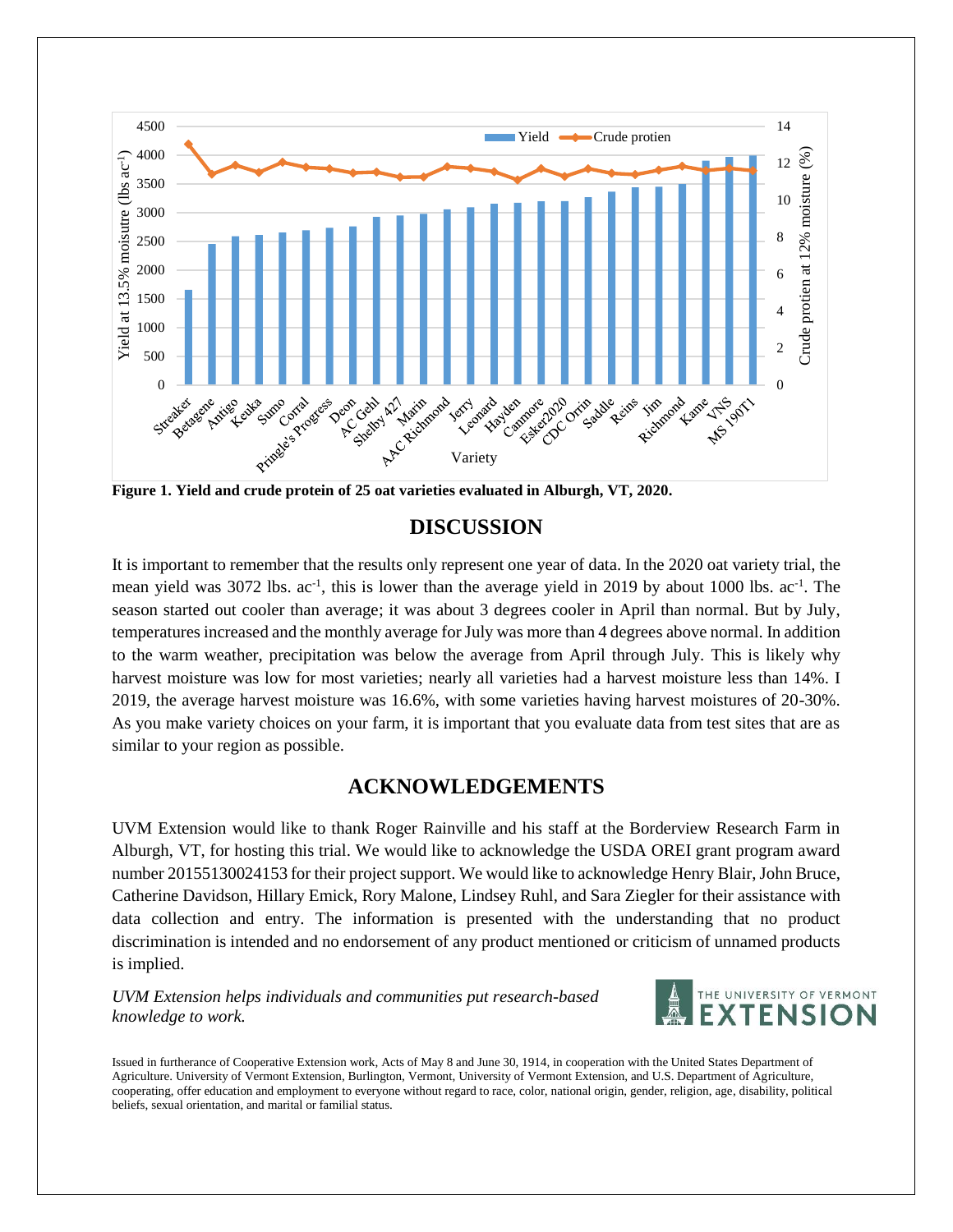4500
4000
3500
3000
2500
2000
1500
1000
500
0

14
12
10
8
6
4
2
0

Yield at 13.5% moisutre (lbs ac$^{-1}$)

Crude protien at 12% moisture (%)

Yield
Crude protien

Streaker
Betagene
Antigo
Keuka
Sumo
Corral
Pringle's Progress
Deon
AC Gehl
Shelby 427
Marin
AAC Richmond
Jerry
Leonard
Hayden
Canmore
Esker2020
CDC Orrin
Saddle
Reins
Jim
Richmond
Kame
VNS
MS 190T1

Variety

**Figure 1. Yield and crude protein of 25 oat varieties evaluated in Alburgh, VT, 2020.**

## DISCUSSION

It is important to remember that the results only represent one year of data. In the 2020 oat variety trial, the mean yield was 3072 lbs. ac$^{-1}$, this is lower than the average yield in 2019 by about 1000 lbs. ac$^{-1}$. The season started out cooler than average; it was about 3 degrees cooler in April than normal. But by July, temperatures increased and the monthly average for July was more than 4 degrees above normal. In addition to the warm weather, precipitation was below the average from April through July. This is likely why harvest moisture was low for most varieties; nearly all varieties had a harvest moisture less than 14%. I 2019, the average harvest moisture was 16.6%, with some varieties having harvest moistures of 20-30%. As you make variety choices on your farm, it is important that you evaluate data from test sites that are as similar to your region as possible.

## ACKNOWLEDGEMENTS

UVM Extension would like to thank Roger Rainville and his staff at the Borderview Research Farm in Alburgh, VT, for hosting this trial. We would like to acknowledge the USDA OREI grant program award number 20155130024153 for their project support. We would like to acknowledge Henry Blair, John Bruce, Catherine Davidson, Hillary Emick, Rory Malone, Lindsey Ruhl, and Sara Ziegler for their assistance with data collection and entry. The information is presented with the understanding that no product discrimination is intended and no endorsement of any product mentioned or criticism of unnamed products is implied.

*UVM Extension helps individuals and communities put research-based knowledge to work.*

THE UNIVERSITY OF VERMONT EXTENSION

Issued in furtherance of Cooperative Extension work, Acts of May 8 and June 30, 1914, in cooperation with the United States Department of Agriculture. University of Vermont Extension, Burlington, Vermont, University of Vermont Extension, and U.S. Department of Agriculture, cooperating, offer education and employment to everyone without regard to race, color, national origin, gender, religion, age, disability, political beliefs, sexual orientation, and marital or familial status.